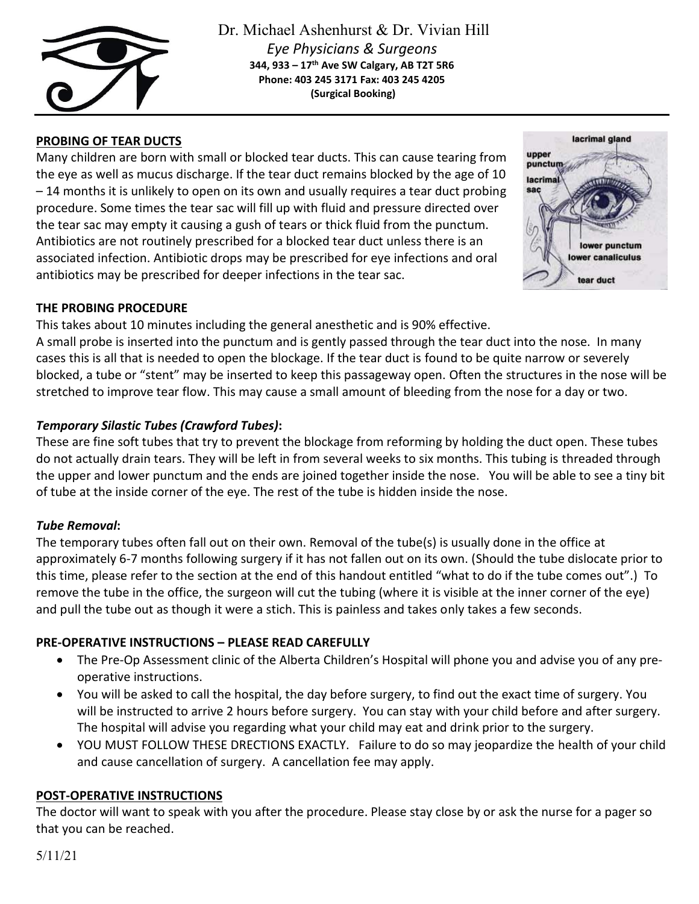Dr. Michael Ashenhurst & Dr. Vivian Hill

*Eye Physicians & Surgeons*

**344, 933 – 17th Ave SW Calgary, AB T2T 5R6**
**Phone: 403 245 3171 Fax: 403 245 4205**
**(Surgical Booking)**

## PROBING OF TEAR DUCTS

Many children are born with small or blocked tear ducts. This can cause tearing from the eye as well as mucus discharge. If the tear duct remains blocked by the age of 10 – 14 months it is unlikely to open on its own and usually requires a tear duct probing procedure. Some times the tear sac will fill up with fluid and pressure directed over the tear sac may empty it causing a gush of tears or thick fluid from the punctum. Antibiotics are not routinely prescribed for a blocked tear duct unless there is an associated infection. Antibiotic drops may be prescribed for eye infections and oral antibiotics may be prescribed for deeper infections in the tear sac.

## THE PROBING PROCEDURE

This takes about 10 minutes including the general anesthetic and is 90% effective.

A small probe is inserted into the punctum and is gently passed through the tear duct into the nose. In many cases this is all that is needed to open the blockage. If the tear duct is found to be quite narrow or severely blocked, a tube or "stent" may be inserted to keep this passageway open. Often the structures in the nose will be stretched to improve tear flow. This may cause a small amount of bleeding from the nose for a day or two.

### *Temporary Silastic Tubes (Crawford Tubes)*:

These are fine soft tubes that try to prevent the blockage from reforming by holding the duct open. These tubes do not actually drain tears. They will be left in from several weeks to six months. This tubing is threaded through the upper and lower punctum and the ends are joined together inside the nose. You will be able to see a tiny bit of tube at the inside corner of the eye. The rest of the tube is hidden inside the nose.

### *Tube Removal*:

The temporary tubes often fall out on their own. Removal of the tube(s) is usually done in the office at approximately 6-7 months following surgery if it has not fallen out on its own. (Should the tube dislocate prior to this time, please refer to the section at the end of this handout entitled "what to do if the tube comes out".) To remove the tube in the office, the surgeon will cut the tubing (where it is visible at the inner corner of the eye) and pull the tube out as though it were a stich. This is painless and takes only takes a few seconds.

## PRE-OPERATIVE INSTRUCTIONS – PLEASE READ CAREFULLY

- The Pre-Op Assessment clinic of the Alberta Children's Hospital will phone you and advise you of any pre-operative instructions.
- You will be asked to call the hospital, the day before surgery, to find out the exact time of surgery. You will be instructed to arrive 2 hours before surgery. You can stay with your child before and after surgery. The hospital will advise you regarding what your child may eat and drink prior to the surgery.
- YOU MUST FOLLOW THESE DRECTIONS EXACTLY. Failure to do so may jeopardize the health of your child and cause cancellation of surgery. A cancellation fee may apply.

## POST-OPERATIVE INSTRUCTIONS

The doctor will want to speak with you after the procedure. Please stay close by or ask the nurse for a pager so that you can be reached.

5/11/21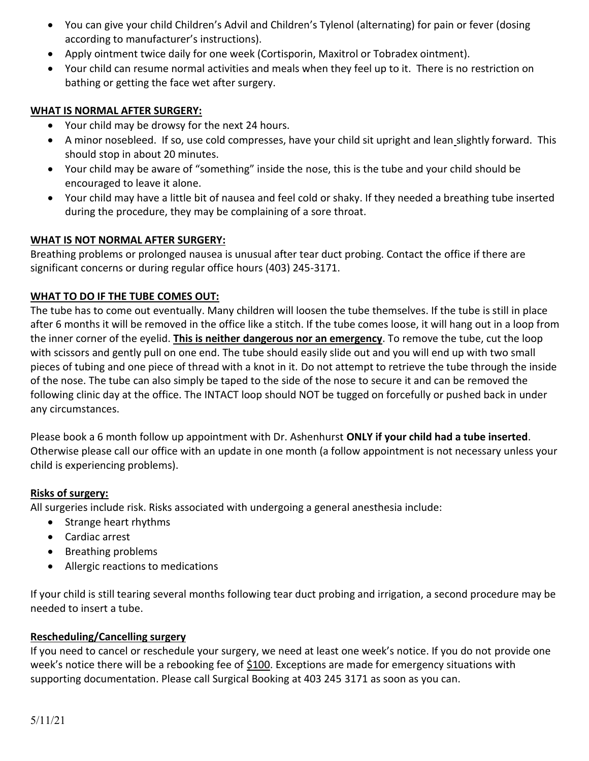- You can give your child Children's Advil and Children's Tylenol (alternating) for pain or fever (dosing according to manufacturer's instructions).
- Apply ointment twice daily for one week (Cortisporin, Maxitrol or Tobradex ointment).
- Your child can resume normal activities and meals when they feel up to it. There is no restriction on bathing or getting the face wet after surgery.

**WHAT IS NORMAL AFTER SURGERY:**

- Your child may be drowsy for the next 24 hours.
- A minor nosebleed. If so, use cold compresses, have your child sit upright and lean slightly forward. This should stop in about 20 minutes.
- Your child may be aware of "something" inside the nose, this is the tube and your child should be encouraged to leave it alone.
- Your child may have a little bit of nausea and feel cold or shaky. If they needed a breathing tube inserted during the procedure, they may be complaining of a sore throat.

**WHAT IS NOT NORMAL AFTER SURGERY:**

Breathing problems or prolonged nausea is unusual after tear duct probing. Contact the office if there are significant concerns or during regular office hours (403) 245-3171.

**WHAT TO DO IF THE TUBE COMES OUT:**

The tube has to come out eventually. Many children will loosen the tube themselves. If the tube is still in place after 6 months it will be removed in the office like a stitch. If the tube comes loose, it will hang out in a loop from the inner corner of the eyelid. **This is neither dangerous nor an emergency**. To remove the tube, cut the loop with scissors and gently pull on one end. The tube should easily slide out and you will end up with two small pieces of tubing and one piece of thread with a knot in it. Do not attempt to retrieve the tube through the inside of the nose. The tube can also simply be taped to the side of the nose to secure it and can be removed the following clinic day at the office. The INTACT loop should NOT be tugged on forcefully or pushed back in under any circumstances.

Please book a 6 month follow up appointment with Dr. Ashenhurst **ONLY if your child had a tube inserted**. Otherwise please call our office with an update in one month (a follow appointment is not necessary unless your child is experiencing problems).

**Risks of surgery:**

All surgeries include risk. Risks associated with undergoing a general anesthesia include:

- Strange heart rhythms
- Cardiac arrest
- Breathing problems
- Allergic reactions to medications

If your child is still tearing several months following tear duct probing and irrigation, a second procedure may be needed to insert a tube.

**Rescheduling/Cancelling surgery**

If you need to cancel or reschedule your surgery, we need at least one week's notice. If you do not provide one week's notice there will be a rebooking fee of $100. Exceptions are made for emergency situations with supporting documentation. Please call Surgical Booking at 403 245 3171 as soon as you can.

5/11/21